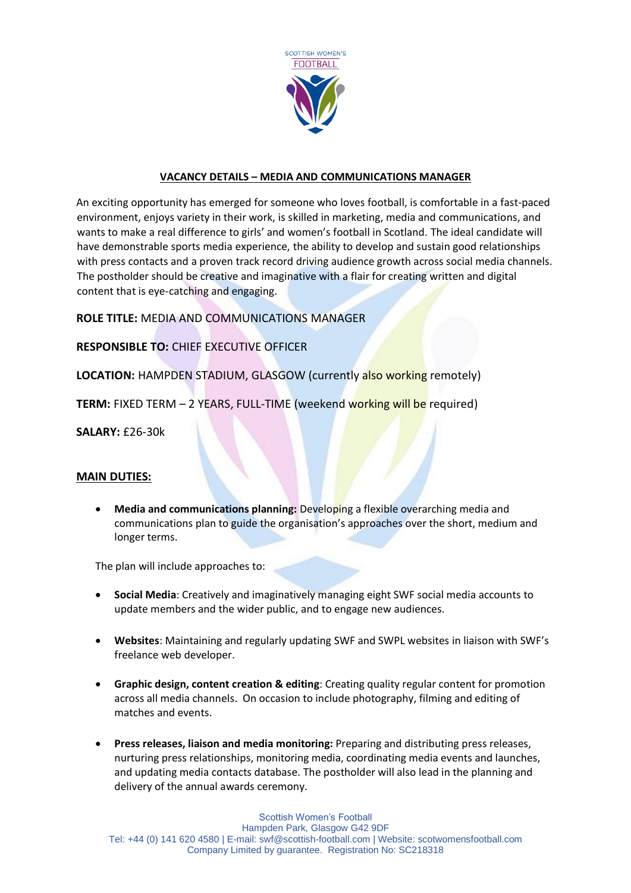SCOTTISH WOMEN'S FOOTBALL

## VACANCY DETAILS – MEDIA AND COMMUNICATIONS MANAGER

An exciting opportunity has emerged for someone who loves football, is comfortable in a fast-paced environment, enjoys variety in their work, is skilled in marketing, media and communications, and wants to make a real difference to girls' and women's football in Scotland. The ideal candidate will have demonstrable sports media experience, the ability to develop and sustain good relationships with press contacts and a proven track record driving audience growth across social media channels. The postholder should be creative and imaginative with a flair for creating written and digital content that is eye-catching and engaging.

**ROLE TITLE:** MEDIA AND COMMUNICATIONS MANAGER

**RESPONSIBLE TO:** CHIEF EXECUTIVE OFFICER

**LOCATION:** HAMPDEN STADIUM, GLASGOW (currently also working remotely)

**TERM:** FIXED TERM – 2 YEARS, FULL-TIME (weekend working will be required)

**SALARY:** £26-30k

### MAIN DUTIES:

- **Media and communications planning:** Developing a flexible overarching media and communications plan to guide the organisation's approaches over the short, medium and longer terms.

The plan will include approaches to:

- **Social Media**: Creatively and imaginatively managing eight SWF social media accounts to update members and the wider public, and to engage new audiences.

- **Websites**: Maintaining and regularly updating SWF and SWPL websites in liaison with SWF's freelance web developer.

- **Graphic design, content creation & editing**: Creating quality regular content for promotion across all media channels. On occasion to include photography, filming and editing of matches and events.

- **Press releases, liaison and media monitoring:** Preparing and distributing press releases, nurturing press relationships, monitoring media, coordinating media events and launches, and updating media contacts database. The postholder will also lead in the planning and delivery of the annual awards ceremony.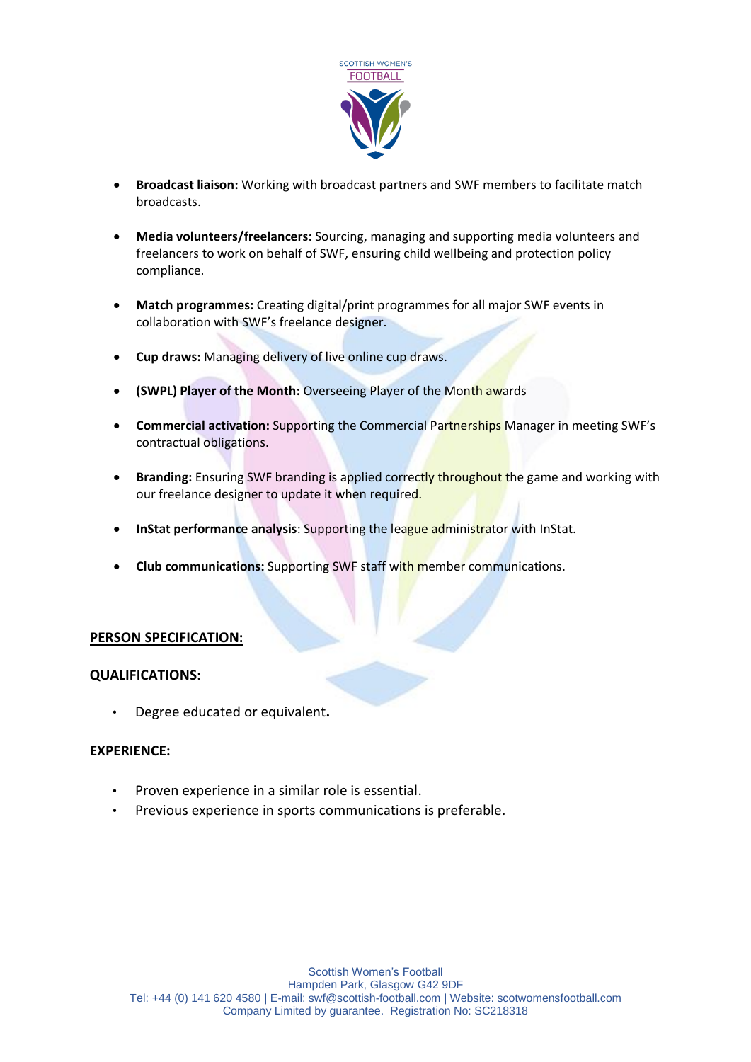- **Broadcast liaison:** Working with broadcast partners and SWF members to facilitate match broadcasts.
- **Media volunteers/freelancers:** Sourcing, managing and supporting media volunteers and freelancers to work on behalf of SWF, ensuring child wellbeing and protection policy compliance.
- **Match programmes:** Creating digital/print programmes for all major SWF events in collaboration with SWF's freelance designer.
- **Cup draws:** Managing delivery of live online cup draws.
- **(SWPL) Player of the Month:** Overseeing Player of the Month awards
- **Commercial activation:** Supporting the Commercial Partnerships Manager in meeting SWF's contractual obligations.
- **Branding:** Ensuring SWF branding is applied correctly throughout the game and working with our freelance designer to update it when required.
- **InStat performance analysis**: Supporting the league administrator with InStat.
- **Club communications:** Supporting SWF staff with member communications.

## PERSON SPECIFICATION:

### QUALIFICATIONS:

- Degree educated or equivalent**.**

### EXPERIENCE:

- Proven experience in a similar role is essential.
- Previous experience in sports communications is preferable.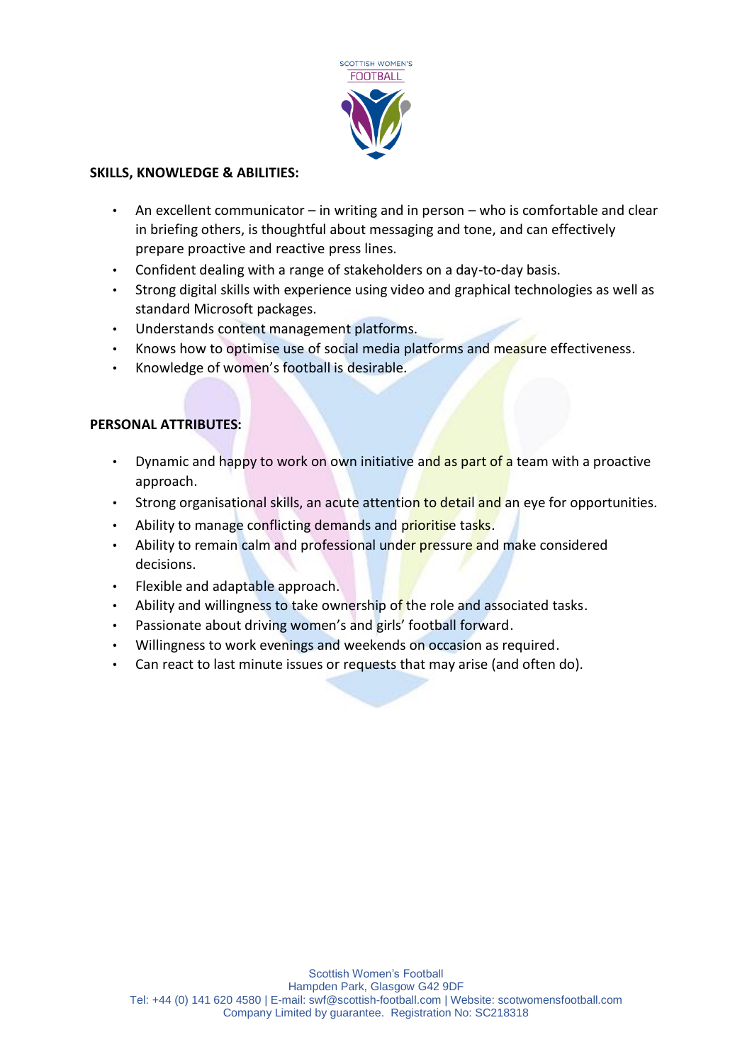## SKILLS, KNOWLEDGE & ABILITIES:

- An excellent communicator – in writing and in person – who is comfortable and clear in briefing others, is thoughtful about messaging and tone, and can effectively prepare proactive and reactive press lines.
- Confident dealing with a range of stakeholders on a day-to-day basis.
- Strong digital skills with experience using video and graphical technologies as well as standard Microsoft packages.
- Understands content management platforms.
- Knows how to optimise use of social media platforms and measure effectiveness.
- Knowledge of women's football is desirable.

## PERSONAL ATTRIBUTES:

- Dynamic and happy to work on own initiative and as part of a team with a proactive approach.
- Strong organisational skills, an acute attention to detail and an eye for opportunities.
- Ability to manage conflicting demands and prioritise tasks.
- Ability to remain calm and professional under pressure and make considered decisions.
- Flexible and adaptable approach.
- Ability and willingness to take ownership of the role and associated tasks.
- Passionate about driving women's and girls' football forward.
- Willingness to work evenings and weekends on occasion as required.
- Can react to last minute issues or requests that may arise (and often do).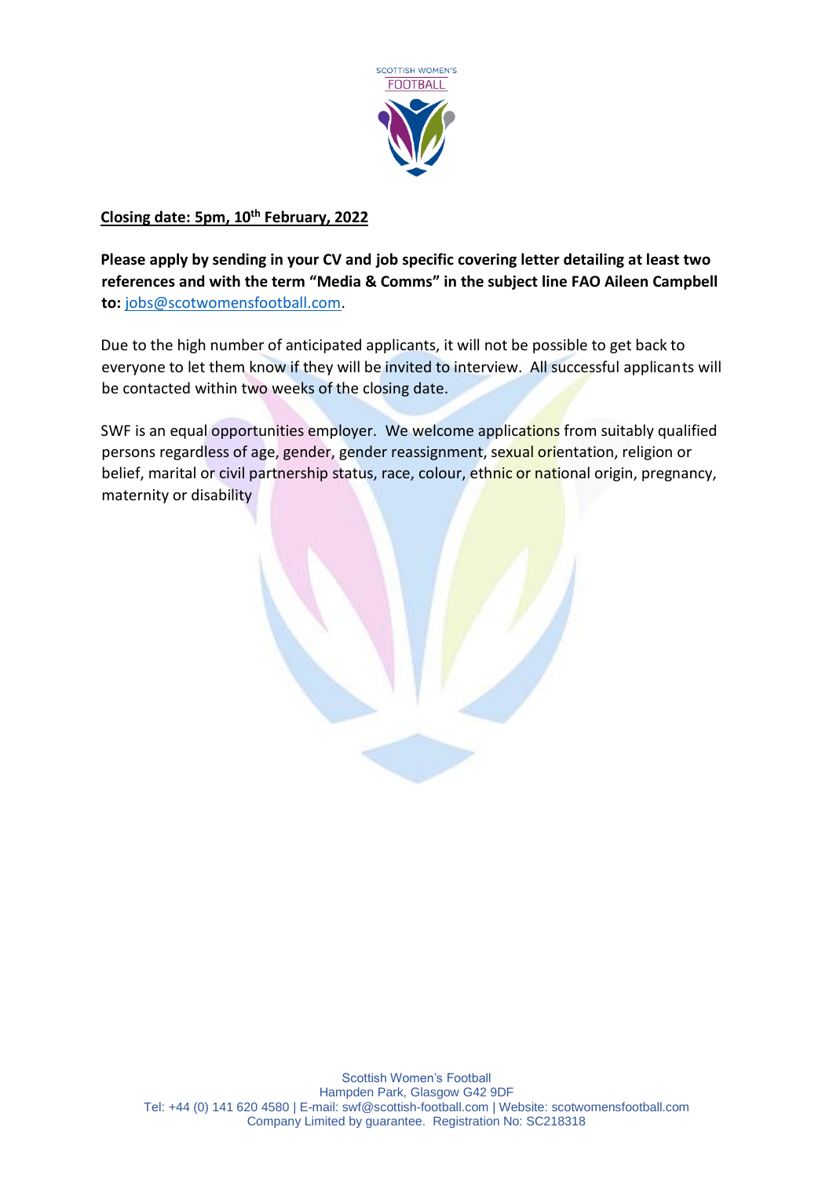**Closing date: 5pm, 10th February, 2022**

**Please apply by sending in your CV and job specific covering letter detailing at least two references and with the term "Media & Comms" in the subject line FAO Aileen Campbell to:** jobs@scotwomensfootball.com.

Due to the high number of anticipated applicants, it will not be possible to get back to everyone to let them know if they will be invited to interview. All successful applicants will be contacted within two weeks of the closing date.

SWF is an equal opportunities employer. We welcome applications from suitably qualified persons regardless of age, gender, gender reassignment, sexual orientation, religion or belief, marital or civil partnership status, race, colour, ethnic or national origin, pregnancy, maternity or disability

Scottish Women's Football
Hampden Park, Glasgow G42 9DF
Tel: +44 (0) 141 620 4580 | E-mail: swf@scottish-football.com | Website: scotwomensfootball.com
Company Limited by guarantee. Registration No: SC218318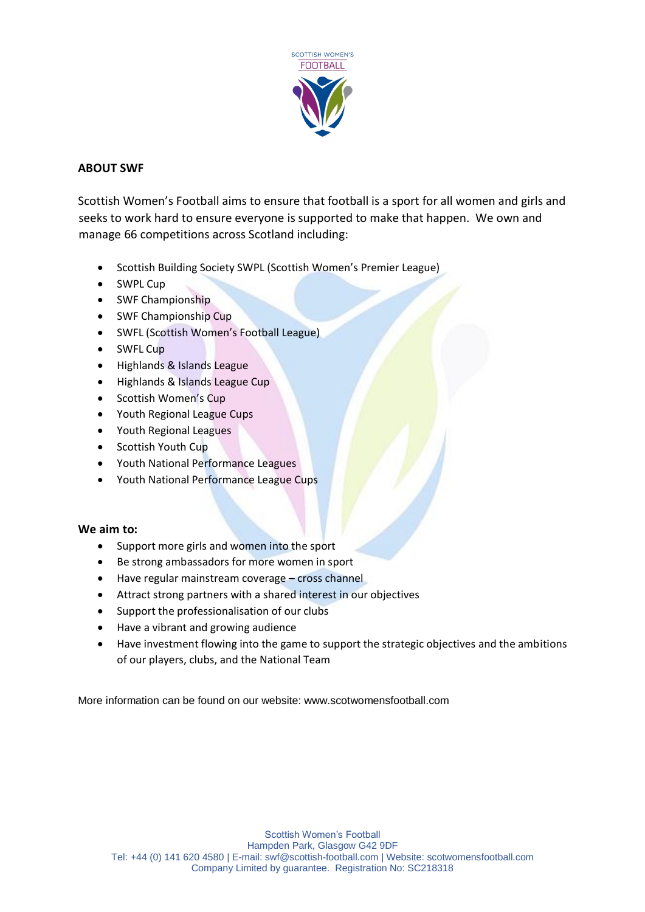SCOTTISH WOMEN'S FOOTBALL

**ABOUT SWF**

Scottish Women's Football aims to ensure that football is a sport for all women and girls and seeks to work hard to ensure everyone is supported to make that happen. We own and manage 66 competitions across Scotland including:

- Scottish Building Society SWPL (Scottish Women's Premier League)
- SWPL Cup
- SWF Championship
- SWF Championship Cup
- SWFL (Scottish Women's Football League)
- SWFL Cup
- Highlands & Islands League
- Highlands & Islands League Cup
- Scottish Women's Cup
- Youth Regional League Cups
- Youth Regional Leagues
- Scottish Youth Cup
- Youth National Performance Leagues
- Youth National Performance League Cups

**We aim to:**

- Support more girls and women into the sport
- Be strong ambassadors for more women in sport
- Have regular mainstream coverage – cross channel
- Attract strong partners with a shared interest in our objectives
- Support the professionalisation of our clubs
- Have a vibrant and growing audience
- Have investment flowing into the game to support the strategic objectives and the ambitions of our players, clubs, and the National Team

More information can be found on our website: www.scotwomensfootball.com

Scottish Women's Football
Hampden Park, Glasgow G42 9DF
Tel: +44 (0) 141 620 4580 | E-mail: swf@scottish-football.com | Website: scotwomensfootball.com
Company Limited by guarantee. Registration No: SC218318